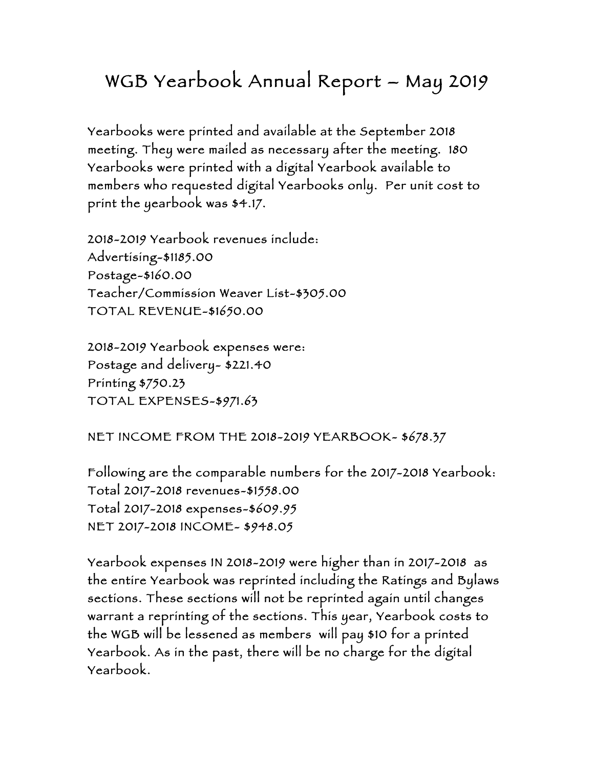# WGB Yearbook Annual Report – May 2019

Yearbooks were printed and available at the September 2018 meeting. They were mailed as necessary after the meeting. 180 Yearbooks were printed with a digital Yearbook available to members who requested digital Yearbooks only. Per unit cost to print the yearbook was $4.17.

2018-2019 Yearbook revenues include:
Advertising-$1185.00
Postage-$160.00
Teacher/Commission Weaver List-$305.00
TOTAL REVENUE-$1650.00

2018-2019 Yearbook expenses were:
Postage and delivery- $221.40
Printing $750.23
TOTAL EXPENSES-$971.63

NET INCOME FROM THE 2018-2019 YEARBOOK- $678.37

Following are the comparable numbers for the 2017-2018 Yearbook:
Total 2017-2018 revenues-$1558.00
Total 2017-2018 expenses-$609.95
NET 2017-2018 INCOME- $948.05

Yearbook expenses IN 2018-2019 were higher than in 2017-2018 as the entire Yearbook was reprinted including the Ratings and Bylaws sections. These sections will not be reprinted again until changes warrant a reprinting of the sections. This year, Yearbook costs to the WGB will be lessened as members will pay $10 for a printed Yearbook. As in the past, there will be no charge for the digital Yearbook.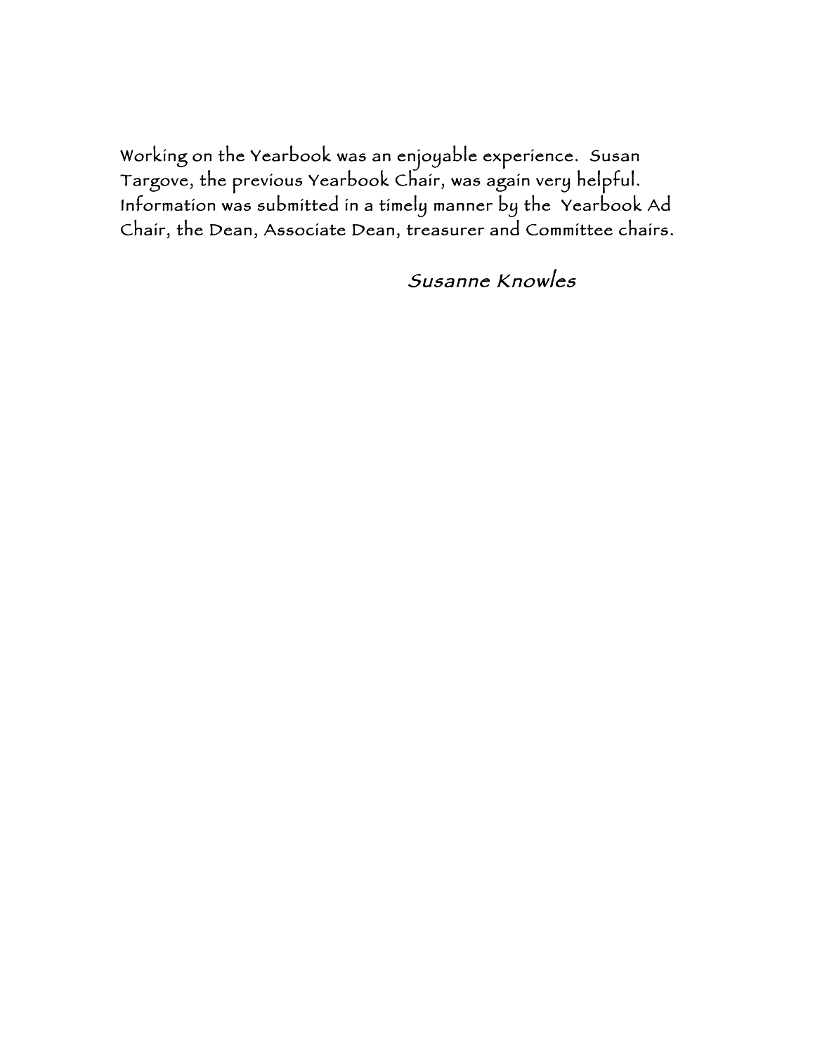Working on the Yearbook was an enjoyable experience. Susan Targove, the previous Yearbook Chair, was again very helpful. Information was submitted in a timely manner by the Yearbook Ad Chair, the Dean, Associate Dean, treasurer and Committee chairs.

*Susanne Knowles*